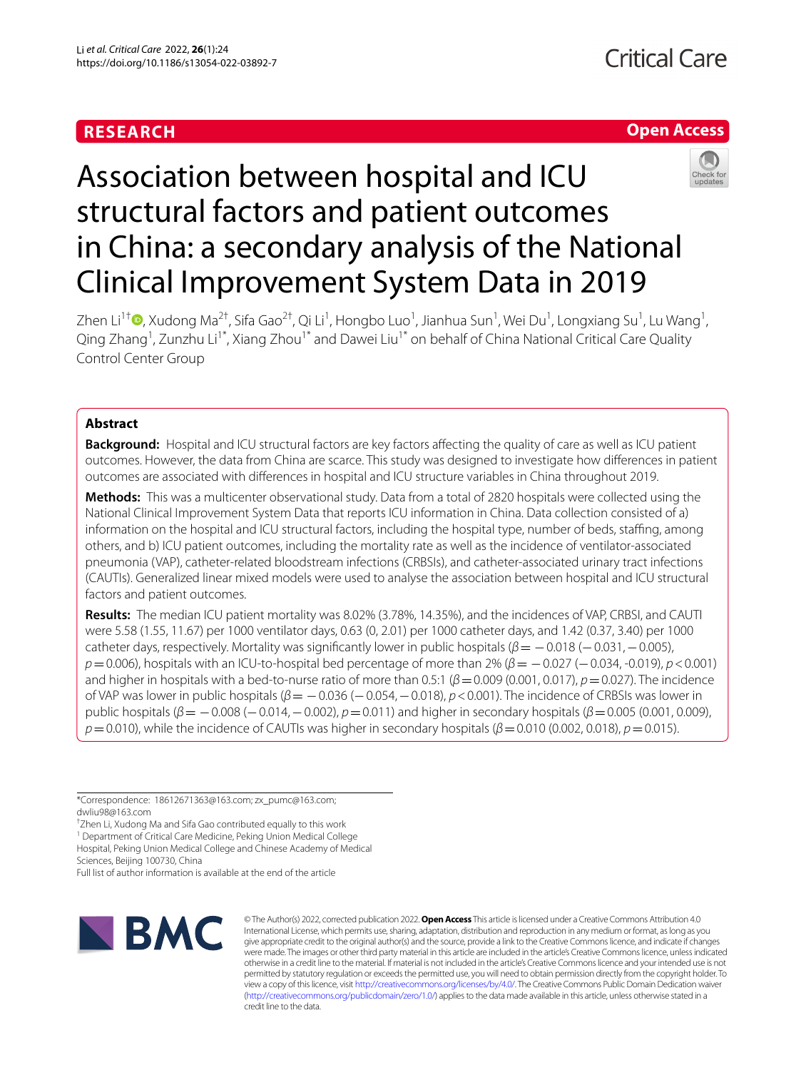RESEARCH

Open Access

# Association between hospital and ICU structural factors and patient outcomes in China: a secondary analysis of the National Clinical Improvement System Data in 2019

Zhen Li[1†], Xudong Ma[2†], Sifa Gao[2†], Qi Li[1], Hongbo Luo[1], Jianhua Sun[1], Wei Du[1], Longxiang Su[1], Lu Wang[1], Qing Zhang[1], Zunzhu Li[1*], Xiang Zhou[1*] and Dawei Liu[1*] on behalf of China National Critical Care Quality Control Center Group

## Abstract

**Background:** Hospital and ICU structural factors are key factors affecting the quality of care as well as ICU patient outcomes. However, the data from China are scarce. This study was designed to investigate how differences in patient outcomes are associated with differences in hospital and ICU structure variables in China throughout 2019.

**Methods:** This was a multicenter observational study. Data from a total of 2820 hospitals were collected using the National Clinical Improvement System Data that reports ICU information in China. Data collection consisted of a) information on the hospital and ICU structural factors, including the hospital type, number of beds, staffing, among others, and b) ICU patient outcomes, including the mortality rate as well as the incidence of ventilator-associated pneumonia (VAP), catheter-related bloodstream infections (CRBSIs), and catheter-associated urinary tract infections (CAUTIs). Generalized linear mixed models were used to analyse the association between hospital and ICU structural factors and patient outcomes.

**Results:** The median ICU patient mortality was 8.02% (3.78%, 14.35%), and the incidences of VAP, CRBSI, and CAUTI were 5.58 (1.55, 11.67) per 1000 ventilator days, 0.63 (0, 2.01) per 1000 catheter days, and 1.42 (0.37, 3.40) per 1000 catheter days, respectively. Mortality was significantly lower in public hospitals ($\beta = -0.018$ ($-0.031, -0.005$), $p = 0.006$), hospitals with an ICU-to-hospital bed percentage of more than 2% ($\beta = -0.027$ ($-0.034, -0.019$), $p < 0.001$) and higher in hospitals with a bed-to-nurse ratio of more than 0.5:1 ($\beta = 0.009$ ($0.001, 0.017$), $p = 0.027$). The incidence of VAP was lower in public hospitals ($\beta = -0.036$ ($-0.054, -0.018$), $p < 0.001$). The incidence of CRBSIs was lower in public hospitals ($\beta = -0.008$ ($-0.014, -0.002$), $p = 0.011$) and higher in secondary hospitals ($\beta = 0.005$ ($0.001, 0.009$), $p = 0.010$), while the incidence of CAUTIs was higher in secondary hospitals ($\beta = 0.010$ ($0.002, 0.018$), $p = 0.015$).

*Correspondence: 18612671363@163.com; zx_pumc@163.com; dwliu98@163.com

†Zhen Li, Xudong Ma and Sifa Gao contributed equally to this work

[1] Department of Critical Care Medicine, Peking Union Medical College Hospital, Peking Union Medical College and Chinese Academy of Medical Sciences, Beijing 100730, China

Full list of author information is available at the end of the article

© The Author(s) 2022, corrected publication 2022. **Open Access** This article is licensed under a Creative Commons Attribution 4.0 International License, which permits use, sharing, adaptation, distribution and reproduction in any medium or format, as long as you give appropriate credit to the original author(s) and the source, provide a link to the Creative Commons licence, and indicate if changes were made. The images or other third party material in this article are included in the article's Creative Commons licence, unless indicated otherwise in a credit line to the material. If material is not included in the article's Creative Commons licence and your intended use is not permitted by statutory regulation or exceeds the permitted use, you will need to obtain permission directly from the copyright holder. To view a copy of this licence, visit http://creativecommons.org/licenses/by/4.0/. The Creative Commons Public Domain Dedication waiver (http://creativecommons.org/publicdomain/zero/1.0/) applies to the data made available in this article, unless otherwise stated in a credit line to the data.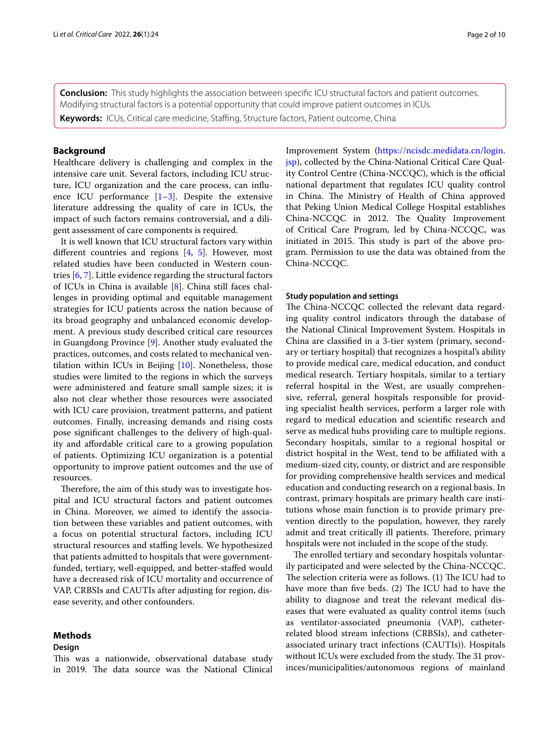**Conclusion:** This study highlights the association between specific ICU structural factors and patient outcomes. Modifying structural factors is a potential opportunity that could improve patient outcomes in ICUs.

**Keywords:** ICUs, Critical care medicine, Staffing, Structure factors, Patient outcome, China

## Background

Healthcare delivery is challenging and complex in the intensive care unit. Several factors, including ICU structure, ICU organization and the care process, can influence ICU performance [1–3]. Despite the extensive literature addressing the quality of care in ICUs, the impact of such factors remains controversial, and a diligent assessment of care components is required.

It is well known that ICU structural factors vary within different countries and regions [4, 5]. However, most related studies have been conducted in Western countries [6, 7]. Little evidence regarding the structural factors of ICUs in China is available [8]. China still faces challenges in providing optimal and equitable management strategies for ICU patients across the nation because of its broad geography and unbalanced economic development. A previous study described critical care resources in Guangdong Province [9]. Another study evaluated the practices, outcomes, and costs related to mechanical ventilation within ICUs in Beijing [10]. Nonetheless, those studies were limited to the regions in which the surveys were administered and feature small sample sizes; it is also not clear whether those resources were associated with ICU care provision, treatment patterns, and patient outcomes. Finally, increasing demands and rising costs pose significant challenges to the delivery of high-quality and affordable critical care to a growing population of patients. Optimizing ICU organization is a potential opportunity to improve patient outcomes and the use of resources.

Therefore, the aim of this study was to investigate hospital and ICU structural factors and patient outcomes in China. Moreover, we aimed to identify the association between these variables and patient outcomes, with a focus on potential structural factors, including ICU structural resources and staffing levels. We hypothesized that patients admitted to hospitals that were government-funded, tertiary, well-equipped, and better-staffed would have a decreased risk of ICU mortality and occurrence of VAP, CRBSIs and CAUTIs after adjusting for region, disease severity, and other confounders.

## Methods

### Design

This was a nationwide, observational database study in 2019. The data source was the National Clinical Improvement System (https://ncisdc.medidata.cn/login.jsp), collected by the China-National Critical Care Quality Control Centre (China-NCCQC), which is the official national department that regulates ICU quality control in China. The Ministry of Health of China approved that Peking Union Medical College Hospital establishes China-NCCQC in 2012. The Quality Improvement of Critical Care Program, led by China-NCCQC, was initiated in 2015. This study is part of the above program. Permission to use the data was obtained from the China-NCCQC.

### Study population and settings

The China-NCCQC collected the relevant data regarding quality control indicators through the database of the National Clinical Improvement System. Hospitals in China are classified in a 3-tier system (primary, secondary or tertiary hospital) that recognizes a hospital's ability to provide medical care, medical education, and conduct medical research. Tertiary hospitals, similar to a tertiary referral hospital in the West, are usually comprehensive, referral, general hospitals responsible for providing specialist health services, perform a larger role with regard to medical education and scientific research and serve as medical hubs providing care to multiple regions. Secondary hospitals, similar to a regional hospital or district hospital in the West, tend to be affiliated with a medium-sized city, county, or district and are responsible for providing comprehensive health services and medical education and conducting research on a regional basis. In contrast, primary hospitals are primary health care institutions whose main function is to provide primary prevention directly to the population, however, they rarely admit and treat critically ill patients. Therefore, primary hospitals were not included in the scope of the study.

The enrolled tertiary and secondary hospitals voluntarily participated and were selected by the China-NCCQC. The selection criteria were as follows. (1) The ICU had to have more than five beds. (2) The ICU had to have the ability to diagnose and treat the relevant medical diseases that were evaluated as quality control items (such as ventilator-associated pneumonia (VAP), catheter-related blood stream infections (CRBSIs), and catheter-associated urinary tract infections (CAUTIs)). Hospitals without ICUs were excluded from the study. The 31 provinces/municipalities/autonomous regions of mainland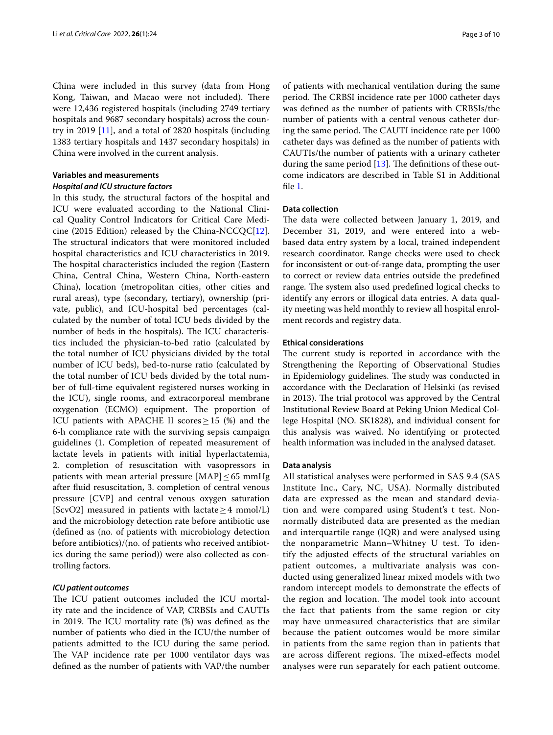China were included in this survey (data from Hong Kong, Taiwan, and Macao were not included). There were 12,436 registered hospitals (including 2749 tertiary hospitals and 9687 secondary hospitals) across the country in 2019 [11], and a total of 2820 hospitals (including 1383 tertiary hospitals and 1437 secondary hospitals) in China were involved in the current analysis.

### Variables and measurements

#### *Hospital and ICU structure factors*

In this study, the structural factors of the hospital and ICU were evaluated according to the National Clinical Quality Control Indicators for Critical Care Medicine (2015 Edition) released by the China-NCCQC[12]. The structural indicators that were monitored included hospital characteristics and ICU characteristics in 2019. The hospital characteristics included the region (Eastern China, Central China, Western China, North-eastern China), location (metropolitan cities, other cities and rural areas), type (secondary, tertiary), ownership (private, public), and ICU-hospital bed percentages (calculated by the number of total ICU beds divided by the number of beds in the hospitals). The ICU characteristics included the physician-to-bed ratio (calculated by the total number of ICU physicians divided by the total number of ICU beds), bed-to-nurse ratio (calculated by the total number of ICU beds divided by the total number of full-time equivalent registered nurses working in the ICU), single rooms, and extracorporeal membrane oxygenation (ECMO) equipment. The proportion of ICU patients with APACHE II scores $\geq 15$ (%) and the 6-h compliance rate with the surviving sepsis campaign guidelines (1. Completion of repeated measurement of lactate levels in patients with initial hyperlactatemia, 2. completion of resuscitation with vasopressors in patients with mean arterial pressure [MAP] $\leq 65$ mmHg after fluid resuscitation, 3. completion of central venous pressure [CVP] and central venous oxygen saturation [ScvO2] measured in patients with lactate $\geq 4$ mmol/L) and the microbiology detection rate before antibiotic use (defined as (no. of patients with microbiology detection before antibiotics)/(no. of patients who received antibiotics during the same period)) were also collected as controlling factors.

#### *ICU patient outcomes*

The ICU patient outcomes included the ICU mortality rate and the incidence of VAP, CRBSIs and CAUTIs in 2019. The ICU mortality rate (%) was defined as the number of patients who died in the ICU/the number of patients admitted to the ICU during the same period. The VAP incidence rate per 1000 ventilator days was defined as the number of patients with VAP/the number of patients with mechanical ventilation during the same period. The CRBSI incidence rate per 1000 catheter days was defined as the number of patients with CRBSIs/the number of patients with a central venous catheter during the same period. The CAUTI incidence rate per 1000 catheter days was defined as the number of patients with CAUTIs/the number of patients with a urinary catheter during the same period [13]. The definitions of these outcome indicators are described in Table S1 in Additional file 1.

### Data collection

The data were collected between January 1, 2019, and December 31, 2019, and were entered into a web-based data entry system by a local, trained independent research coordinator. Range checks were used to check for inconsistent or out-of-range data, prompting the user to correct or review data entries outside the predefined range. The system also used predefined logical checks to identify any errors or illogical data entries. A data quality meeting was held monthly to review all hospital enrolment records and registry data.

### Ethical considerations

The current study is reported in accordance with the Strengthening the Reporting of Observational Studies in Epidemiology guidelines. The study was conducted in accordance with the Declaration of Helsinki (as revised in 2013). The trial protocol was approved by the Central Institutional Review Board at Peking Union Medical College Hospital (NO. SK1828), and individual consent for this analysis was waived. No identifying or protected health information was included in the analysed dataset.

### Data analysis

All statistical analyses were performed in SAS 9.4 (SAS Institute Inc., Cary, NC, USA). Normally distributed data are expressed as the mean and standard deviation and were compared using Student's t test. Non-normally distributed data are presented as the median and interquartile range (IQR) and were analysed using the nonparametric Mann–Whitney U test. To identify the adjusted effects of the structural variables on patient outcomes, a multivariate analysis was conducted using generalized linear mixed models with two random intercept models to demonstrate the effects of the region and location. The model took into account the fact that patients from the same region or city may have unmeasured characteristics that are similar because the patient outcomes would be more similar in patients from the same region than in patients that are across different regions. The mixed-effects model analyses were run separately for each patient outcome.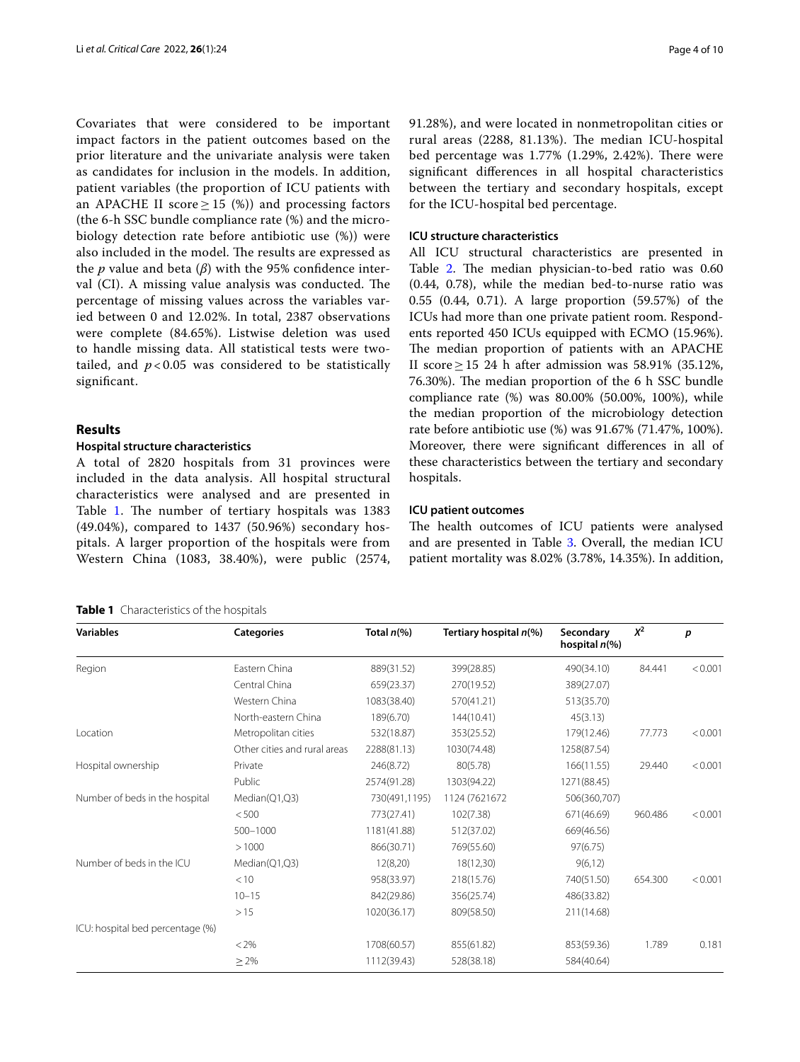Covariates that were considered to be important impact factors in the patient outcomes based on the prior literature and the univariate analysis were taken as candidates for inclusion in the models. In addition, patient variables (the proportion of ICU patients with an APACHE II score ≥ 15 (%)) and processing factors (the 6-h SSC bundle compliance rate (%) and the microbiology detection rate before antibiotic use (%)) were also included in the model. The results are expressed as the *p* value and beta ($\beta$) with the 95% confidence interval (CI). A missing value analysis was conducted. The percentage of missing values across the variables varied between 0 and 12.02%. In total, 2387 observations were complete (84.65%). Listwise deletion was used to handle missing data. All statistical tests were two-tailed, and $p < 0.05$ was considered to be statistically significant.

## Results

### Hospital structure characteristics

A total of 2820 hospitals from 31 provinces were included in the data analysis. All hospital structural characteristics were analysed and are presented in Table 1. The number of tertiary hospitals was 1383 (49.04%), compared to 1437 (50.96%) secondary hospitals. A larger proportion of the hospitals were from Western China (1083, 38.40%), were public (2574, 91.28%), and were located in nonmetropolitan cities or rural areas (2288, 81.13%). The median ICU-hospital bed percentage was 1.77% (1.29%, 2.42%). There were significant differences in all hospital characteristics between the tertiary and secondary hospitals, except for the ICU-hospital bed percentage.

### ICU structure characteristics

All ICU structural characteristics are presented in Table 2. The median physician-to-bed ratio was 0.60 (0.44, 0.78), while the median bed-to-nurse ratio was 0.55 (0.44, 0.71). A large proportion (59.57%) of the ICUs had more than one private patient room. Respondents reported 450 ICUs equipped with ECMO (15.96%). The median proportion of patients with an APACHE II score ≥ 15 24 h after admission was 58.91% (35.12%, 76.30%). The median proportion of the 6 h SSC bundle compliance rate (%) was 80.00% (50.00%, 100%), while the median proportion of the microbiology detection rate before antibiotic use (%) was 91.67% (71.47%, 100%). Moreover, there were significant differences in all of these characteristics between the tertiary and secondary hospitals.

### ICU patient outcomes

The health outcomes of ICU patients were analysed and are presented in Table 3. Overall, the median ICU patient mortality was 8.02% (3.78%, 14.35%). In addition,

**Table 1** Characteristics of the hospitals

| Variables | Categories | Total *n*(%) | Tertiary hospital *n*(%) | Secondary hospital *n*(%) | $X^2$ | *p* |
|---|---|---|---|---|---|---|
| Region | Eastern China | 889(31.52) | 399(28.85) | 490(34.10) | 84.441 | < 0.001 |
| | Central China | 659(23.37) | 270(19.52) | 389(27.07) | | |
| | Western China | 1083(38.40) | 570(41.21) | 513(35.70) | | |
| | North-eastern China | 189(6.70) | 144(10.41) | 45(3.13) | | |
| Location | Metropolitan cities | 532(18.87) | 353(25.52) | 179(12.46) | 77.773 | < 0.001 |
| | Other cities and rural areas | 2288(81.13) | 1030(74.48) | 1258(87.54) | | |
| Hospital ownership | Private | 246(8.72) | 80(5.78) | 166(11.55) | 29.440 | < 0.001 |
| | Public | 2574(91.28) | 1303(94.22) | 1271(88.45) | | |
| Number of beds in the hospital | Median(Q1,Q3) | 730(491,1195) | 1124 (7621672 | 506(360,707) | | |
| | < 500 | 773(27.41) | 102(7.38) | 671(46.69) | 960.486 | < 0.001 |
| | 500–1000 | 1181(41.88) | 512(37.02) | 669(46.56) | | |
| | > 1000 | 866(30.71) | 769(55.60) | 97(6.75) | | |
| Number of beds in the ICU | Median(Q1,Q3) | 12(8,20) | 18(12,30) | 9(6,12) | | |
| | < 10 | 958(33.97) | 218(15.76) | 740(51.50) | 654.300 | < 0.001 |
| | 10–15 | 842(29.86) | 356(25.74) | 486(33.82) | | |
| | > 15 | 1020(36.17) | 809(58.50) | 211(14.68) | | |
| ICU: hospital bed percentage (%) | | | | | | |
| | < 2% | 1708(60.57) | 855(61.82) | 853(59.36) | 1.789 | 0.181 |
| | ≥ 2% | 1112(39.43) | 528(38.18) | 584(40.64) | | |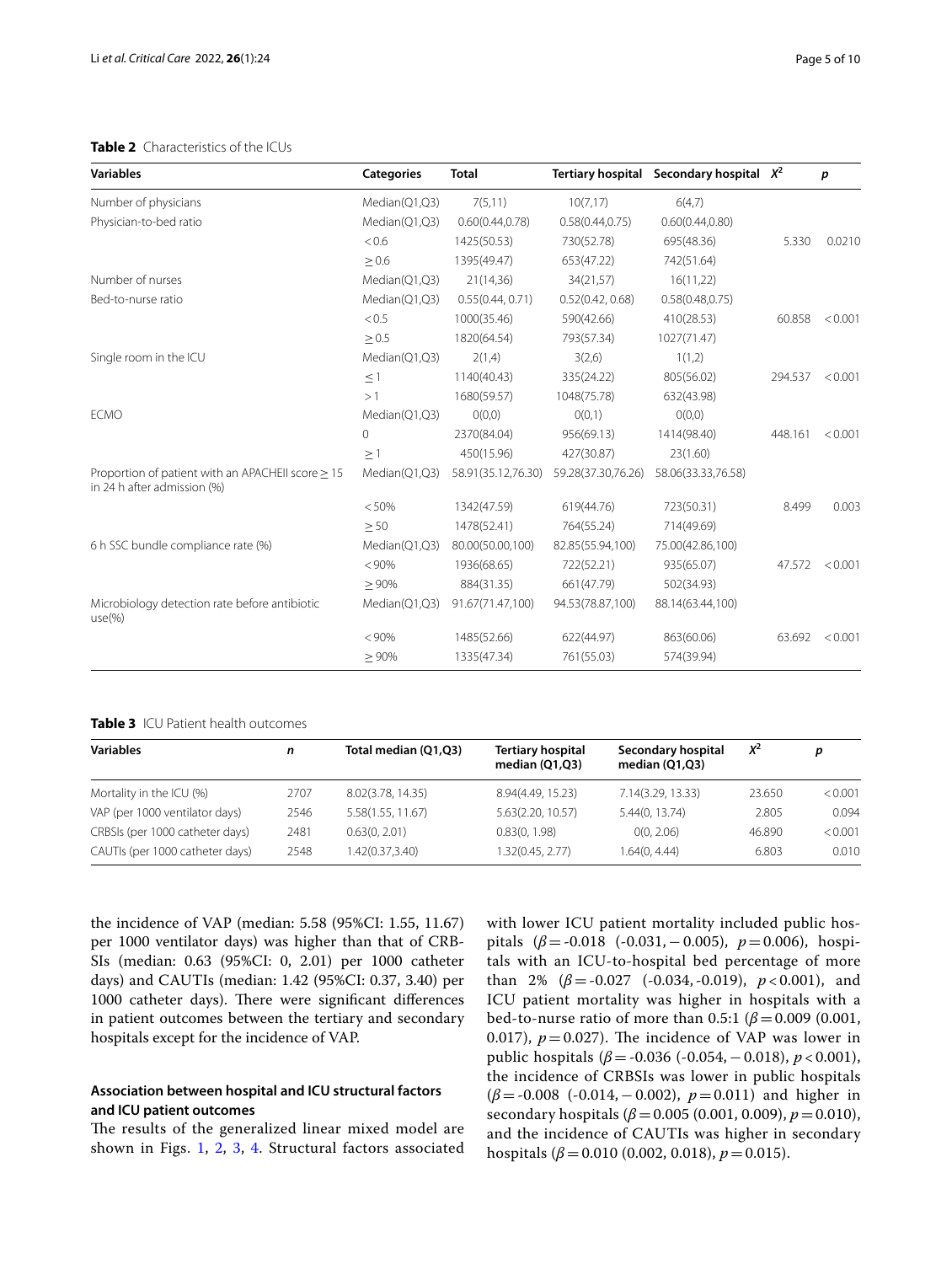**Table 2** Characteristics of the ICUs

| Variables | Categories | Total | Tertiary hospital | Secondary hospital | $X^2$ | *p* |
|---|---|---|---|---|---|---|
| Number of physicians | Median(Q1,Q3) | 7(5,11) | 10(7,17) | 6(4,7) | | |
| Physician-to-bed ratio | Median(Q1,Q3) | 0.60(0.44,0.78) | 0.58(0.44,0.75) | 0.60(0.44,0.80) | | |
| | < 0.6 | 1425(50.53) | 730(52.78) | 695(48.36) | 5.330 | 0.0210 |
| | ≥ 0.6 | 1395(49.47) | 653(47.22) | 742(51.64) | | |
| Number of nurses | Median(Q1,Q3) | 21(14,36) | 34(21,57) | 16(11,22) | | |
| Bed-to-nurse ratio | Median(Q1,Q3) | 0.55(0.44, 0.71) | 0.52(0.42, 0.68) | 0.58(0.48,0.75) | | |
| | < 0.5 | 1000(35.46) | 590(42.66) | 410(28.53) | 60.858 | < 0.001 |
| | ≥ 0.5 | 1820(64.54) | 793(57.34) | 1027(71.47) | | |
| Single room in the ICU | Median(Q1,Q3) | 2(1,4) | 3(2,6) | 1(1,2) | | |
| | ≤ 1 | 1140(40.43) | 335(24.22) | 805(56.02) | 294.537 | < 0.001 |
| | > 1 | 1680(59.57) | 1048(75.78) | 632(43.98) | | |
| ECMO | Median(Q1,Q3) | 0(0,0) | 0(0,1) | 0(0,0) | | |
| | 0 | 2370(84.04) | 956(69.13) | 1414(98.40) | 448.161 | < 0.001 |
| | ≥ 1 | 450(15.96) | 427(30.87) | 23(1.60) | | |
| Proportion of patient with an APACHEII score ≥ 15 in 24 h after admission (%) | Median(Q1,Q3) | 58.91(35.12,76.30) | 59.28(37.30,76.26) | 58.06(33.33,76.58) | | |
| | < 50% | 1342(47.59) | 619(44.76) | 723(50.31) | 8.499 | 0.003 |
| | ≥ 50 | 1478(52.41) | 764(55.24) | 714(49.69) | | |
| 6 h SSC bundle compliance rate (%) | Median(Q1,Q3) | 80.00(50.00,100) | 82.85(55.94,100) | 75.00(42.86,100) | | |
| | < 90% | 1936(68.65) | 722(52.21) | 935(65.07) | 47.572 | < 0.001 |
| | ≥ 90% | 884(31.35) | 661(47.79) | 502(34.93) | | |
| Microbiology detection rate before antibiotic use(%) | Median(Q1,Q3) | 91.67(71.47,100) | 94.53(78.87,100) | 88.14(63.44,100) | | |
| | < 90% | 1485(52.66) | 622(44.97) | 863(60.06) | 63.692 | < 0.001 |
| | ≥ 90% | 1335(47.34) | 761(55.03) | 574(39.94) | | |

**Table 3** ICU Patient health outcomes

| Variables | *n* | Total median (Q1,Q3) | Tertiary hospital median (Q1,Q3) | Secondary hospital median (Q1,Q3) | $X^2$ | *p* |
|---|---|---|---|---|---|---|
| Mortality in the ICU (%) | 2707 | 8.02(3.78, 14.35) | 8.94(4.49, 15.23) | 7.14(3.29, 13.33) | 23.650 | < 0.001 |
| VAP (per 1000 ventilator days) | 2546 | 5.58(1.55, 11.67) | 5.63(2.20, 10.57) | 5.44(0, 13.74) | 2.805 | 0.094 |
| CRBSIs (per 1000 catheter days) | 2481 | 0.63(0, 2.01) | 0.83(0, 1.98) | 0(0, 2.06) | 46.890 | < 0.001 |
| CAUTIs (per 1000 catheter days) | 2548 | 1.42(0.37,3.40) | 1.32(0.45, 2.77) | 1.64(0, 4.44) | 6.803 | 0.010 |

the incidence of VAP (median: 5.58 (95%CI: 1.55, 11.67) per 1000 ventilator days) was higher than that of CRBSIs (median: 0.63 (95%CI: 0, 2.01) per 1000 catheter days) and CAUTIs (median: 1.42 (95%CI: 0.37, 3.40) per 1000 catheter days). There were significant differences in patient outcomes between the tertiary and secondary hospitals except for the incidence of VAP.

### Association between hospital and ICU structural factors and ICU patient outcomes

The results of the generalized linear mixed model are shown in Figs. 1, 2, 3, 4. Structural factors associated with lower ICU patient mortality included public hospitals ($\beta = -0.018$ ($-0.031, -0.005$), $p = 0.006$), hospitals with an ICU-to-hospital bed percentage of more than 2% ($\beta = -0.027$ ($-0.034, -0.019$), $p < 0.001$), and ICU patient mortality was higher in hospitals with a bed-to-nurse ratio of more than 0.5:1 ($\beta = 0.009$ (0.001, 0.017), $p = 0.027$). The incidence of VAP was lower in public hospitals ($\beta = -0.036$ ($-0.054, -0.018$), $p < 0.001$), the incidence of CRBSIs was lower in public hospitals ($\beta = -0.008$ ($-0.014, -0.002$), $p = 0.011$) and higher in secondary hospitals ($\beta = 0.005$ (0.001, 0.009), $p = 0.010$), and the incidence of CAUTIs was higher in secondary hospitals ($\beta = 0.010$ (0.002, 0.018), $p = 0.015$).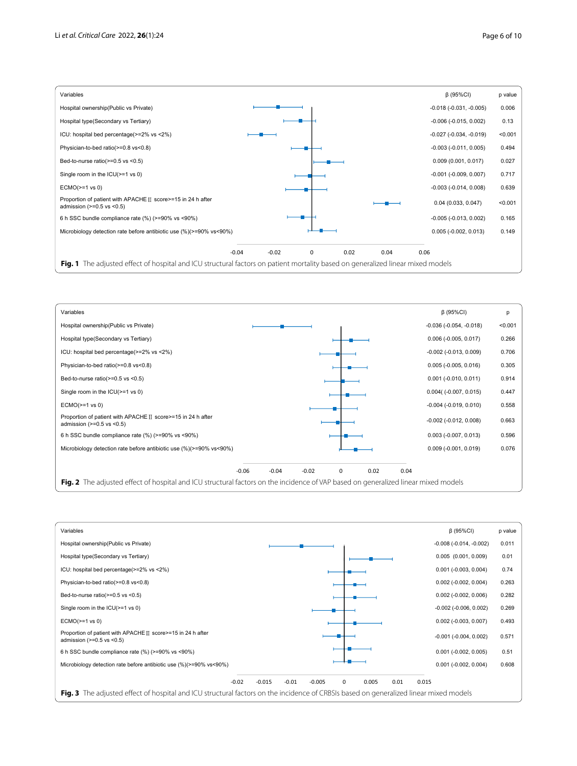| Variables | β (95%CI) | p value |
|---|---|---|
| Hospital ownership(Public vs Private) | -0.018 (-0.031, -0.005) | 0.006 |
| Hospital type(Secondary vs Tertiary) | -0.006 (-0.015, 0.002) | 0.13 |
| ICU: hospital bed percentage(>=2% vs <2%) | -0.027 (-0.034, -0.019) | <0.001 |
| Physician-to-bed ratio(>=0.8 vs<0.8) | -0.003 (-0.011, 0.005) | 0.494 |
| Bed-to-nurse ratio(>=0.5 vs <0.5) | 0.009 (0.001, 0.017) | 0.027 |
| Single room in the ICU(>=1 vs 0) | -0.001 (-0.009, 0.007) | 0.717 |
| ECMO(>=1 vs 0) | -0.003 (-0.014, 0.008) | 0.639 |
| Proportion of patient with APACHE Ⅱ score>=15 in 24 h after admission (>=0.5 vs <0.5) | 0.04 (0.033, 0.047) | <0.001 |
| 6 h SSC bundle compliance rate (%) (>=90% vs <90%) | -0.005 (-0.013, 0.002) | 0.165 |
| Microbiology detection rate before antibiotic use (%)(>=90% vs<90%) | 0.005 (-0.002, 0.013) | 0.149 |

**Fig. 1** The adjusted effect of hospital and ICU structural factors on patient mortality based on generalized linear mixed models

| Variables | β (95%CI) | p |
|---|---|---|
| Hospital ownership(Public vs Private) | -0.036 (-0.054, -0.018) | <0.001 |
| Hospital type(Secondary vs Tertiary) | 0.006 (-0.005, 0.017) | 0.266 |
| ICU: hospital bed percentage(>=2% vs <2%) | -0.002 (-0.013, 0.009) | 0.706 |
| Physician-to-bed ratio(>=0.8 vs<0.8) | 0.005 (-0.005, 0.016) | 0.305 |
| Bed-to-nurse ratio(>=0.5 vs <0.5) | 0.001 (-0.010, 0.011) | 0.914 |
| Single room in the ICU(>=1 vs 0) | 0.004( (-0.007, 0.015) | 0.447 |
| ECMO(>=1 vs 0) | -0.004 (-0.019, 0.010) | 0.558 |
| Proportion of patient with APACHE Ⅱ score>=15 in 24 h after admission (>=0.5 vs <0.5) | -0.002 (-0.012, 0.008) | 0.663 |
| 6 h SSC bundle compliance rate (%) (>=90% vs <90%) | 0.003 (-0.007, 0.013) | 0.596 |
| Microbiology detection rate before antibiotic use (%)(>=90% vs<90%) | 0.009 (-0.001, 0.019) | 0.076 |

**Fig. 2** The adjusted effect of hospital and ICU structural factors on the incidence of VAP based on generalized linear mixed models

| Variables | β (95%CI) | p value |
|---|---|---|
| Hospital ownership(Public vs Private) | -0.008 (-0.014, -0.002) | 0.011 |
| Hospital type(Secondary vs Tertiary) | 0.005 (0.001, 0.009) | 0.01 |
| ICU: hospital bed percentage(>=2% vs <2%) | 0.001 (-0.003, 0.004) | 0.74 |
| Physician-to-bed ratio(>=0.8 vs<0.8) | 0.002 (-0.002, 0.004) | 0.263 |
| Bed-to-nurse ratio(>=0.5 vs <0.5) | 0.002 (-0.002, 0.006) | 0.282 |
| Single room in the ICU(>=1 vs 0) | -0.002 (-0.006, 0.002) | 0.269 |
| ECMO(>=1 vs 0) | 0.002 (-0.003, 0.007) | 0.493 |
| Proportion of patient with APACHE Ⅱ score>=15 in 24 h after admission (>=0.5 vs <0.5) | -0.001 (-0.004, 0.002) | 0.571 |
| 6 h SSC bundle compliance rate (%) (>=90% vs <90%) | 0.001 (-0.002, 0.005) | 0.51 |
| Microbiology detection rate before antibiotic use (%)(>=90% vs<90%) | 0.001 (-0.002, 0.004) | 0.608 |

**Fig. 3** The adjusted effect of hospital and ICU structural factors on the incidence of CRBSIs based on generalized linear mixed models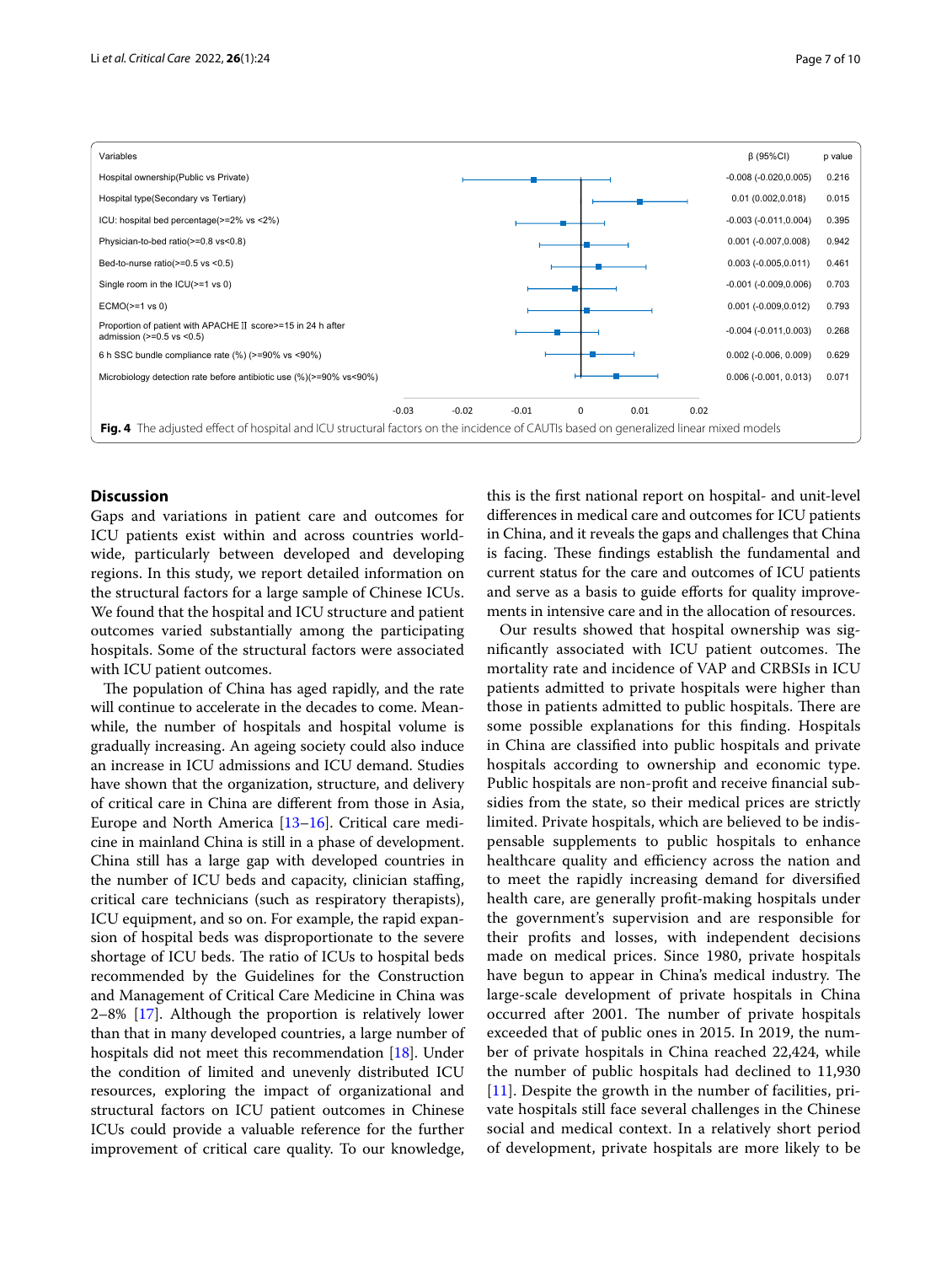| Variables | β (95%CI) | p value |
|---|---|---|
| Hospital ownership(Public vs Private) | -0.008 (-0.020,0.005) | 0.216 |
| Hospital type(Secondary vs Tertiary) | 0.01 (0.002,0.018) | 0.015 |
| ICU: hospital bed percentage(>=2% vs <2%) | -0.003 (-0.011,0.004) | 0.395 |
| Physician-to-bed ratio(>=0.8 vs<0.8) | 0.001 (-0.007,0.008) | 0.942 |
| Bed-to-nurse ratio(>=0.5 vs <0.5) | 0.003 (-0.005,0.011) | 0.461 |
| Single room in the ICU(>=1 vs 0) | -0.001 (-0.009,0.006) | 0.703 |
| ECMO(>=1 vs 0) | 0.001 (-0.009,0.012) | 0.793 |
| Proportion of patient with APACHE Ⅱ score>=15 in 24 h after admission (>=0.5 vs <0.5) | -0.004 (-0.011,0.003) | 0.268 |
| 6 h SSC bundle compliance rate (%) (>=90% vs <90%) | 0.002 (-0.006, 0.009) | 0.629 |
| Microbiology detection rate before antibiotic use (%)(>=90% vs<90%) | 0.006 (-0.001, 0.013) | 0.071 |

**Fig. 4** The adjusted effect of hospital and ICU structural factors on the incidence of CAUTIs based on generalized linear mixed models

## Discussion

Gaps and variations in patient care and outcomes for ICU patients exist within and across countries worldwide, particularly between developed and developing regions. In this study, we report detailed information on the structural factors for a large sample of Chinese ICUs. We found that the hospital and ICU structure and patient outcomes varied substantially among the participating hospitals. Some of the structural factors were associated with ICU patient outcomes.

The population of China has aged rapidly, and the rate will continue to accelerate in the decades to come. Meanwhile, the number of hospitals and hospital volume is gradually increasing. An ageing society could also induce an increase in ICU admissions and ICU demand. Studies have shown that the organization, structure, and delivery of critical care in China are different from those in Asia, Europe and North America [13–16]. Critical care medicine in mainland China is still in a phase of development. China still has a large gap with developed countries in the number of ICU beds and capacity, clinician staffing, critical care technicians (such as respiratory therapists), ICU equipment, and so on. For example, the rapid expansion of hospital beds was disproportionate to the severe shortage of ICU beds. The ratio of ICUs to hospital beds recommended by the Guidelines for the Construction and Management of Critical Care Medicine in China was 2–8% [17]. Although the proportion is relatively lower than that in many developed countries, a large number of hospitals did not meet this recommendation [18]. Under the condition of limited and unevenly distributed ICU resources, exploring the impact of organizational and structural factors on ICU patient outcomes in Chinese ICUs could provide a valuable reference for the further improvement of critical care quality. To our knowledge, this is the first national report on hospital- and unit-level differences in medical care and outcomes for ICU patients in China, and it reveals the gaps and challenges that China is facing. These findings establish the fundamental and current status for the care and outcomes of ICU patients and serve as a basis to guide efforts for quality improvements in intensive care and in the allocation of resources.

Our results showed that hospital ownership was significantly associated with ICU patient outcomes. The mortality rate and incidence of VAP and CRBSIs in ICU patients admitted to private hospitals were higher than those in patients admitted to public hospitals. There are some possible explanations for this finding. Hospitals in China are classified into public hospitals and private hospitals according to ownership and economic type. Public hospitals are non-profit and receive financial subsidies from the state, so their medical prices are strictly limited. Private hospitals, which are believed to be indispensable supplements to public hospitals to enhance healthcare quality and efficiency across the nation and to meet the rapidly increasing demand for diversified health care, are generally profit-making hospitals under the government's supervision and are responsible for their profits and losses, with independent decisions made on medical prices. Since 1980, private hospitals have begun to appear in China's medical industry. The large-scale development of private hospitals in China occurred after 2001. The number of private hospitals exceeded that of public ones in 2015. In 2019, the number of private hospitals in China reached 22,424, while the number of public hospitals had declined to 11,930 [11]. Despite the growth in the number of facilities, private hospitals still face several challenges in the Chinese social and medical context. In a relatively short period of development, private hospitals are more likely to be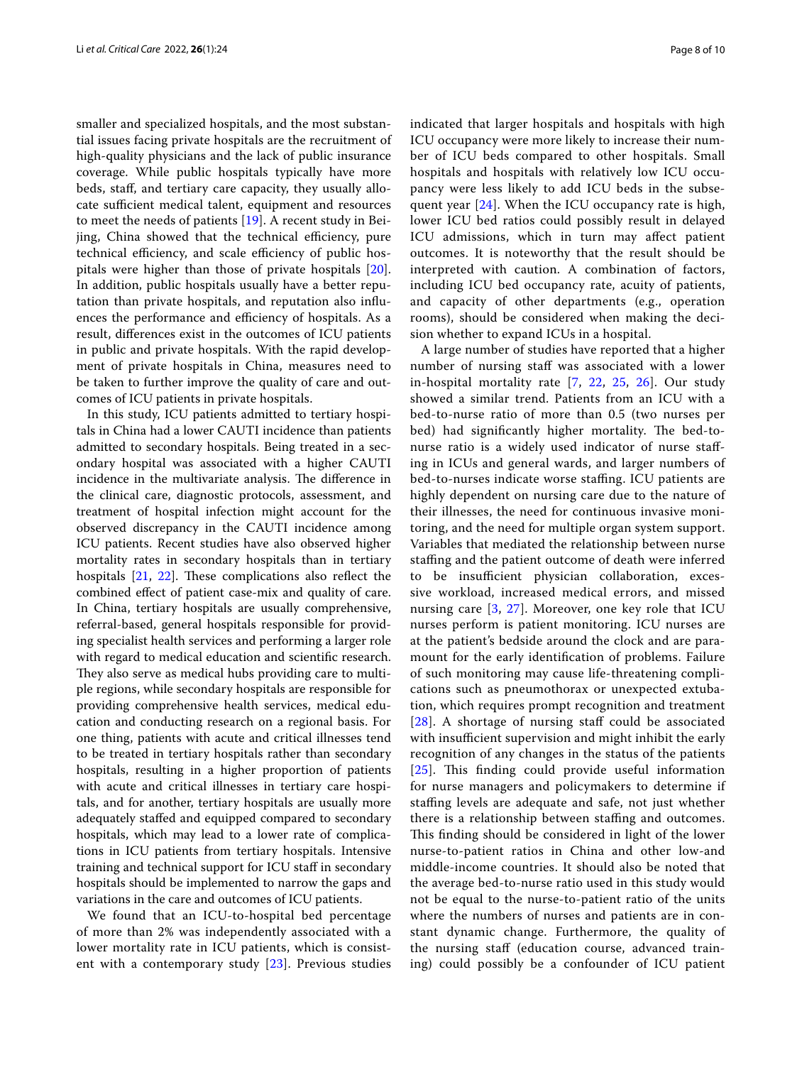smaller and specialized hospitals, and the most substantial issues facing private hospitals are the recruitment of high-quality physicians and the lack of public insurance coverage. While public hospitals typically have more beds, staff, and tertiary care capacity, they usually allocate sufficient medical talent, equipment and resources to meet the needs of patients [19]. A recent study in Beijing, China showed that the technical efficiency, pure technical efficiency, and scale efficiency of public hospitals were higher than those of private hospitals [20]. In addition, public hospitals usually have a better reputation than private hospitals, and reputation also influences the performance and efficiency of hospitals. As a result, differences exist in the outcomes of ICU patients in public and private hospitals. With the rapid development of private hospitals in China, measures need to be taken to further improve the quality of care and outcomes of ICU patients in private hospitals.

In this study, ICU patients admitted to tertiary hospitals in China had a lower CAUTI incidence than patients admitted to secondary hospitals. Being treated in a secondary hospital was associated with a higher CAUTI incidence in the multivariate analysis. The difference in the clinical care, diagnostic protocols, assessment, and treatment of hospital infection might account for the observed discrepancy in the CAUTI incidence among ICU patients. Recent studies have also observed higher mortality rates in secondary hospitals than in tertiary hospitals [21, 22]. These complications also reflect the combined effect of patient case-mix and quality of care. In China, tertiary hospitals are usually comprehensive, referral-based, general hospitals responsible for providing specialist health services and performing a larger role with regard to medical education and scientific research. They also serve as medical hubs providing care to multiple regions, while secondary hospitals are responsible for providing comprehensive health services, medical education and conducting research on a regional basis. For one thing, patients with acute and critical illnesses tend to be treated in tertiary hospitals rather than secondary hospitals, resulting in a higher proportion of patients with acute and critical illnesses in tertiary care hospitals, and for another, tertiary hospitals are usually more adequately staffed and equipped compared to secondary hospitals, which may lead to a lower rate of complications in ICU patients from tertiary hospitals. Intensive training and technical support for ICU staff in secondary hospitals should be implemented to narrow the gaps and variations in the care and outcomes of ICU patients.

We found that an ICU-to-hospital bed percentage of more than 2% was independently associated with a lower mortality rate in ICU patients, which is consistent with a contemporary study [23]. Previous studies indicated that larger hospitals and hospitals with high ICU occupancy were more likely to increase their number of ICU beds compared to other hospitals. Small hospitals and hospitals with relatively low ICU occupancy were less likely to add ICU beds in the subsequent year [24]. When the ICU occupancy rate is high, lower ICU bed ratios could possibly result in delayed ICU admissions, which in turn may affect patient outcomes. It is noteworthy that the result should be interpreted with caution. A combination of factors, including ICU bed occupancy rate, acuity of patients, and capacity of other departments (e.g., operation rooms), should be considered when making the decision whether to expand ICUs in a hospital.

A large number of studies have reported that a higher number of nursing staff was associated with a lower in-hospital mortality rate [7, 22, 25, 26]. Our study showed a similar trend. Patients from an ICU with a bed-to-nurse ratio of more than 0.5 (two nurses per bed) had significantly higher mortality. The bed-to-nurse ratio is a widely used indicator of nurse staffing in ICUs and general wards, and larger numbers of bed-to-nurses indicate worse staffing. ICU patients are highly dependent on nursing care due to the nature of their illnesses, the need for continuous invasive monitoring, and the need for multiple organ system support. Variables that mediated the relationship between nurse staffing and the patient outcome of death were inferred to be insufficient physician collaboration, excessive workload, increased medical errors, and missed nursing care [3, 27]. Moreover, one key role that ICU nurses perform is patient monitoring. ICU nurses are at the patient's bedside around the clock and are paramount for the early identification of problems. Failure of such monitoring may cause life-threatening complications such as pneumothorax or unexpected extubation, which requires prompt recognition and treatment [28]. A shortage of nursing staff could be associated with insufficient supervision and might inhibit the early recognition of any changes in the status of the patients [25]. This finding could provide useful information for nurse managers and policymakers to determine if staffing levels are adequate and safe, not just whether there is a relationship between staffing and outcomes. This finding should be considered in light of the lower nurse-to-patient ratios in China and other low-and middle-income countries. It should also be noted that the average bed-to-nurse ratio used in this study would not be equal to the nurse-to-patient ratio of the units where the numbers of nurses and patients are in constant dynamic change. Furthermore, the quality of the nursing staff (education course, advanced training) could possibly be a confounder of ICU patient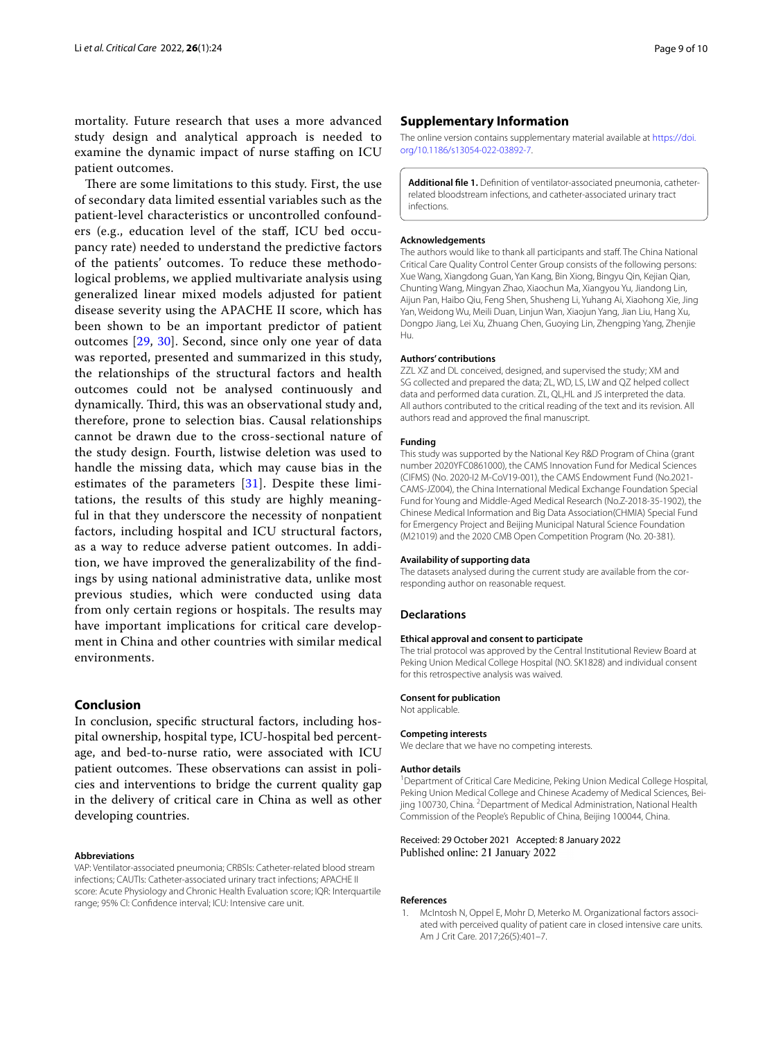mortality. Future research that uses a more advanced study design and analytical approach is needed to examine the dynamic impact of nurse staffing on ICU patient outcomes.

There are some limitations to this study. First, the use of secondary data limited essential variables such as the patient-level characteristics or uncontrolled confounders (e.g., education level of the staff, ICU bed occupancy rate) needed to understand the predictive factors of the patients' outcomes. To reduce these methodological problems, we applied multivariate analysis using generalized linear mixed models adjusted for patient disease severity using the APACHE II score, which has been shown to be an important predictor of patient outcomes [29, 30]. Second, since only one year of data was reported, presented and summarized in this study, the relationships of the structural factors and health outcomes could not be analysed continuously and dynamically. Third, this was an observational study and, therefore, prone to selection bias. Causal relationships cannot be drawn due to the cross-sectional nature of the study design. Fourth, listwise deletion was used to handle the missing data, which may cause bias in the estimates of the parameters [31]. Despite these limitations, the results of this study are highly meaningful in that they underscore the necessity of nonpatient factors, including hospital and ICU structural factors, as a way to reduce adverse patient outcomes. In addition, we have improved the generalizability of the findings by using national administrative data, unlike most previous studies, which were conducted using data from only certain regions or hospitals. The results may have important implications for critical care development in China and other countries with similar medical environments.

## Conclusion

In conclusion, specific structural factors, including hospital ownership, hospital type, ICU-hospital bed percentage, and bed-to-nurse ratio, were associated with ICU patient outcomes. These observations can assist in policies and interventions to bridge the current quality gap in the delivery of critical care in China as well as other developing countries.

#### Abbreviations

VAP: Ventilator-associated pneumonia; CRBSIs: Catheter-related blood stream infections; CAUTIs: Catheter-associated urinary tract infections; APACHE II score: Acute Physiology and Chronic Health Evaluation score; IQR: Interquartile range; 95% CI: Confidence interval; ICU: Intensive care unit.

## Supplementary Information

The online version contains supplementary material available at https://doi.org/10.1186/s13054-022-03892-7.

**Additional file 1.** Definition of ventilator-associated pneumonia, catheter-related bloodstream infections, and catheter-associated urinary tract infections.

#### Acknowledgements

The authors would like to thank all participants and staff. The China National Critical Care Quality Control Center Group consists of the following persons: Xue Wang, Xiangdong Guan, Yan Kang, Bin Xiong, Bingyu Qin, Kejian Qian, Chunting Wang, Mingyan Zhao, Xiaochun Ma, Xiangyou Yu, Jiandong Lin, Aijun Pan, Haibo Qiu, Feng Shen, Shusheng Li, Yuhang Ai, Xiaohong Xie, Jing Yan, Weidong Wu, Meili Duan, Linjun Wan, Xiaojun Yang, Jian Liu, Hang Xu, Dongpo Jiang, Lei Xu, Zhuang Chen, Guoying Lin, Zhengping Yang, Zhenjie Hu.

#### Authors' contributions

ZZL XZ and DL conceived, designed, and supervised the study; XM and SG collected and prepared the data; ZL, WD, LS, LW and QZ helped collect data and performed data curation. ZL, QL,HL and JS interpreted the data. All authors contributed to the critical reading of the text and its revision. All authors read and approved the final manuscript.

#### Funding

This study was supported by the National Key R&D Program of China (grant number 2020YFC0861000), the CAMS Innovation Fund for Medical Sciences (CIFMS) (No. 2020-I2 M-CoV19-001), the CAMS Endowment Fund (No.2021-CAMS-JZ004), the China International Medical Exchange Foundation Special Fund for Young and Middle-Aged Medical Research (No.Z-2018-35-1902), the Chinese Medical Information and Big Data Association(CHMIA) Special Fund for Emergency Project and Beijing Municipal Natural Science Foundation (M21019) and the 2020 CMB Open Competition Program (No. 20-381).

#### Availability of supporting data

The datasets analysed during the current study are available from the corresponding author on reasonable request.

## Declarations

#### Ethical approval and consent to participate

The trial protocol was approved by the Central Institutional Review Board at Peking Union Medical College Hospital (NO. SK1828) and individual consent for this retrospective analysis was waived.

#### Consent for publication

Not applicable.

#### Competing interests

We declare that we have no competing interests.

#### Author details

[1]Department of Critical Care Medicine, Peking Union Medical College Hospital, Peking Union Medical College and Chinese Academy of Medical Sciences, Beijing 100730, China. [2]Department of Medical Administration, National Health Commission of the People's Republic of China, Beijing 100044, China.

Received: 29 October 2021 Accepted: 8 January 2022
Published online: 21 January 2022

#### References

1. McIntosh N, Oppel E, Mohr D, Meterko M. Organizational factors associated with perceived quality of patient care in closed intensive care units. Am J Crit Care. 2017;26(5):401–7.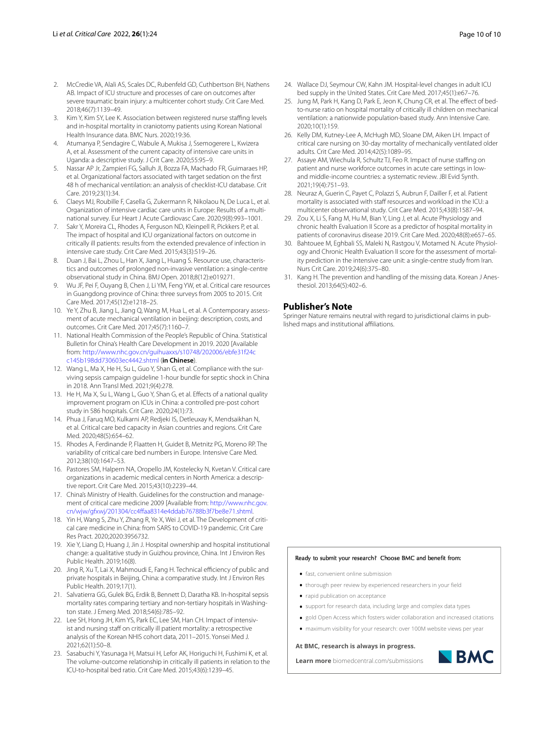2. McCredie VA, Alali AS, Scales DC, Rubenfeld GD, Cuthbertson BH, Nathens AB. Impact of ICU structure and processes of care on outcomes after severe traumatic brain injury: a multicenter cohort study. Crit Care Med. 2018;46(7):1139–49.
3. Kim Y, Kim SY, Lee K. Association between registered nurse staffing levels and in-hospital mortality in craniotomy patients using Korean National Health Insurance data. BMC Nurs. 2020;19:36.
4. Atumanya P, Sendagire C, Wabule A, Mukisa J, Ssemogerere L, Kwizera A, et al. Assessment of the current capacity of intensive care units in Uganda: a descriptive study. J Crit Care. 2020;55:95–9.
5. Nassar AP Jr, Zampieri FG, Salluh JI, Bozza FA, Machado FR, Guimaraes HP, et al. Organizational factors associated with target sedation on the first 48 h of mechanical ventilation: an analysis of checklist-ICU database. Crit Care. 2019;23(1):34.
6. Claeys MJ, Roubille F, Casella G, Zukermann R, Nikolaou N, De Luca L, et al. Organization of intensive cardiac care units in Europe: Results of a multinational survey. Eur Heart J Acute Cardiovasc Care. 2020;9(8):993–1001.
7. Sakr Y, Moreira CL, Rhodes A, Ferguson ND, Kleinpell R, Pickkers P, et al. The impact of hospital and ICU organizational factors on outcome in critically ill patients: results from the extended prevalence of infection in intensive care study. Crit Care Med. 2015;43(3):519–26.
8. Duan J, Bai L, Zhou L, Han X, Jiang L, Huang S. Resource use, characteristics and outcomes of prolonged non-invasive ventilation: a single-centre observational study in China. BMJ Open. 2018;8(12):e019271.
9. Wu JF, Pei F, Ouyang B, Chen J, Li YM, Feng YW, et al. Critical care resources in Guangdong province of China: three surveys from 2005 to 2015. Crit Care Med. 2017;45(12):e1218–25.
10. Ye Y, Zhu B, Jiang L, Jiang Q, Wang M, Hua L, et al. A Contemporary assessment of acute mechanical ventilation in beijing: description, costs, and outcomes. Crit Care Med. 2017;45(7):1160–7.
11. National Health Commission of the People's Republic of China. Statistical Bulletin for China's Health Care Development in 2019. 2020 [Available from: http://www.nhc.gov.cn/guihuaxxs/s10748/202006/ebfe31f24cc145b198dd730603ec4442.shtml (**in Chinese**).
12. Wang L, Ma X, He H, Su L, Guo Y, Shan G, et al. Compliance with the surviving sepsis campaign guideline 1-hour bundle for septic shock in China in 2018. Ann Transl Med. 2021;9(4):278.
13. He H, Ma X, Su L, Wang L, Guo Y, Shan G, et al. Effects of a national quality improvement program on ICUs in China: a controlled pre-post cohort study in 586 hospitals. Crit Care. 2020;24(1):73.
14. Phua J, Faruq MO, Kulkarni AP, Redjeki IS, Detleuxay K, Mendsaikhan N, et al. Critical care bed capacity in Asian countries and regions. Crit Care Med. 2020;48(5):654–62.
15. Rhodes A, Ferdinande P, Flaatten H, Guidet B, Metnitz PG, Moreno RP. The variability of critical care bed numbers in Europe. Intensive Care Med. 2012;38(10):1647–53.
16. Pastores SM, Halpern NA, Oropello JM, Kostelecky N, Kvetan V. Critical care organizations in academic medical centers in North America: a descriptive report. Crit Care Med. 2015;43(10):2239–44.
17. China's Ministry of Health. Guidelines for the construction and management of critical care medicine 2009 [Available from: http://www.nhc.gov.cn/wjw/gfxwj/201304/cc4ffaa8314e4ddab76788b3f7be8e71.shtml.
18. Yin H, Wang S, Zhu Y, Zhang R, Ye X, Wei J, et al. The Development of critical care medicine in China: from SARS to COVID-19 pandemic. Crit Care Res Pract. 2020;2020:3956732.
19. Xie Y, Liang D, Huang J, Jin J. Hospital ownership and hospital institutional change: a qualitative study in Guizhou province, China. Int J Environ Res Public Health. 2019;16(8).
20. Jing R, Xu T, Lai X, Mahmoudi E, Fang H. Technical efficiency of public and private hospitals in Beijing, China: a comparative study. Int J Environ Res Public Health. 2019;17(1).
21. Salvatierra GG, Gulek BG, Erdik B, Bennett D, Daratha KB. In-hospital sepsis mortality rates comparing tertiary and non-tertiary hospitals in Washington state. J Emerg Med. 2018;54(6):785–92.
22. Lee SH, Hong JH, Kim YS, Park EC, Lee SM, Han CH. Impact of intensivist and nursing staff on critically ill patient mortality: a retrospective analysis of the Korean NHIS cohort data, 2011–2015. Yonsei Med J. 2021;62(1):50–8.
23. Sasabuchi Y, Yasunaga H, Matsui H, Lefor AK, Horiguchi H, Fushimi K, et al. The volume-outcome relationship in critically ill patients in relation to the ICU-to-hospital bed ratio. Crit Care Med. 2015;43(6):1239–45.
24. Wallace DJ, Seymour CW, Kahn JM. Hospital-level changes in adult ICU bed supply in the United States. Crit Care Med. 2017;45(1):e67–76.
25. Jung M, Park H, Kang D, Park E, Jeon K, Chung CR, et al. The effect of bed-to-nurse ratio on hospital mortality of critically ill children on mechanical ventilation: a nationwide population-based study. Ann Intensive Care. 2020;10(1):159.
26. Kelly DM, Kutney-Lee A, McHugh MD, Sloane DM, Aiken LH. Impact of critical care nursing on 30-day mortality of mechanically ventilated older adults. Crit Care Med. 2014;42(5):1089–95.
27. Assaye AM, Wiechula R, Schultz TJ, Feo R. Impact of nurse staffing on patient and nurse workforce outcomes in acute care settings in low- and middle-income countries: a systematic review. JBI Evid Synth. 2021;19(4):751–93.
28. Neuraz A, Guerin C, Payet C, Polazzi S, Aubrun F, Dailler F, et al. Patient mortality is associated with staff resources and workload in the ICU: a multicenter observational study. Crit Care Med. 2015;43(8):1587–94.
29. Zou X, Li S, Fang M, Hu M, Bian Y, Ling J, et al. Acute Physiology and chronic health Evaluation II Score as a predictor of hospital mortality in patients of coronavirus disease 2019. Crit Care Med. 2020;48(8):e657–65.
30. Bahtouee M, Eghbali SS, Maleki N, Rastgou V, Motamed N. Acute Physiology and Chronic Health Evaluation II score for the assessment of mortality prediction in the intensive care unit: a single-centre study from Iran. Nurs Crit Care. 2019;24(6):375–80.
31. Kang H. The prevention and handling of the missing data. Korean J Anesthesiol. 2013;64(5):402–6.

## Publisher's Note

Springer Nature remains neutral with regard to jurisdictional claims in published maps and institutional affiliations.

Ready to submit your research? Choose BMC and benefit from:

- fast, convenient online submission
- thorough peer review by experienced researchers in your field
- rapid publication on acceptance
- support for research data, including large and complex data types
- gold Open Access which fosters wider collaboration and increased citations
- maximum visibility for your research: over 100M website views per year

**At BMC, research is always in progress.**

**Learn more** biomedcentral.com/submissions

BMC